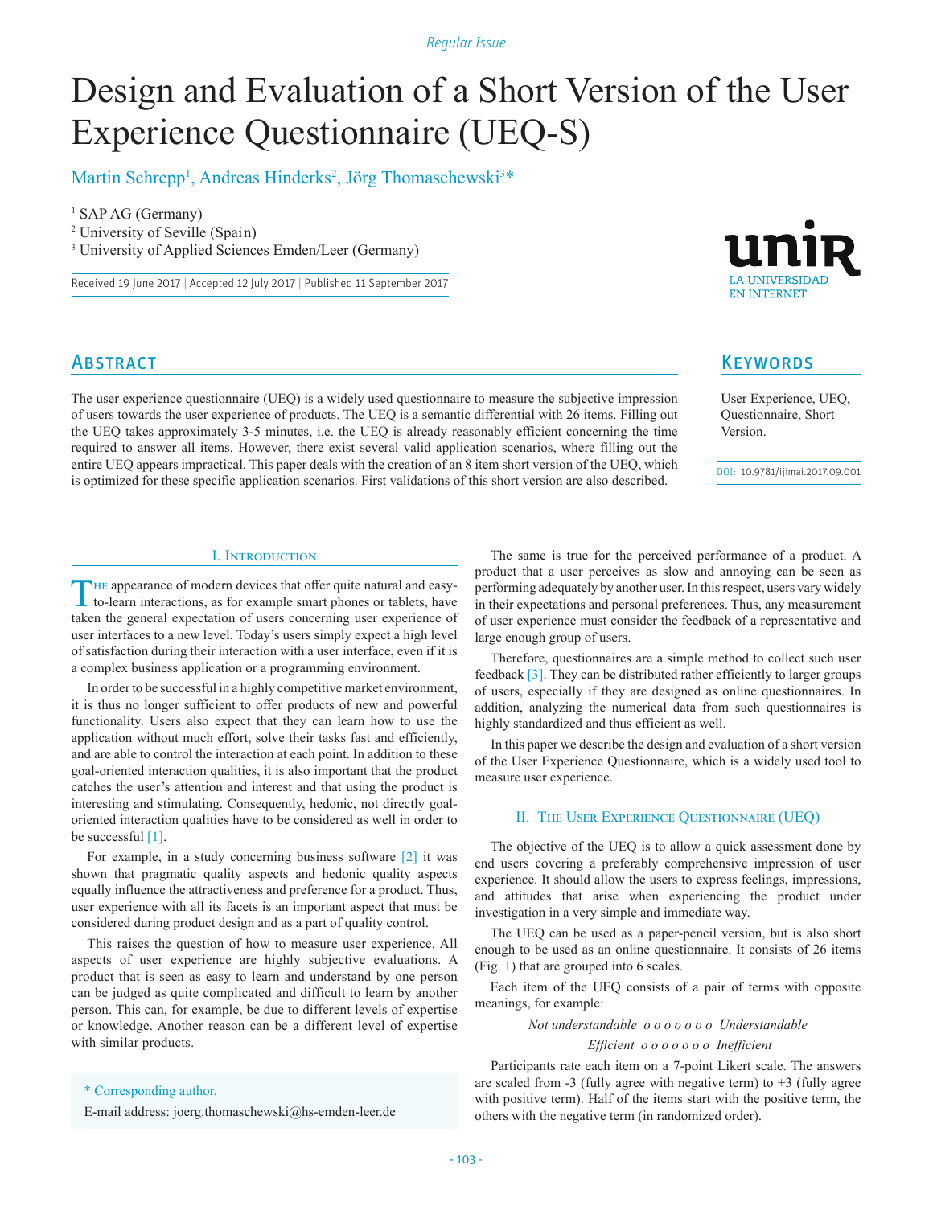Regular Issue

# Design and Evaluation of a Short Version of the User Experience Questionnaire (UEQ-S)

Martin Schrepp[1], Andreas Hinderks[2], Jörg Thomaschewski[3]*

[1] SAP AG (Germany)
[2] University of Seville (Spain)
[3] University of Applied Sciences Emden/Leer (Germany)

Received 19 June 2017 | Accepted 12 July 2017 | Published 11 September 2017

## Abstract

The user experience questionnaire (UEQ) is a widely used questionnaire to measure the subjective impression of users towards the user experience of products. The UEQ is a semantic differential with 26 items. Filling out the UEQ takes approximately 3-5 minutes, i.e. the UEQ is already reasonably efficient concerning the time required to answer all items. However, there exist several valid application scenarios, where filling out the entire UEQ appears impractical. This paper deals with the creation of an 8 item short version of the UEQ, which is optimized for these specific application scenarios. First validations of this short version are also described.

## Keywords

User Experience, UEQ, Questionnaire, Short Version.

DOI: 10.9781/ijimai.2017.09.001

## I. Introduction

The appearance of modern devices that offer quite natural and easy-to-learn interactions, as for example smart phones or tablets, have taken the general expectation of users concerning user experience of user interfaces to a new level. Today's users simply expect a high level of satisfaction during their interaction with a user interface, even if it is a complex business application or a programming environment.

In order to be successful in a highly competitive market environment, it is thus no longer sufficient to offer products of new and powerful functionality. Users also expect that they can learn how to use the application without much effort, solve their tasks fast and efficiently, and are able to control the interaction at each point. In addition to these goal-oriented interaction qualities, it is also important that the product catches the user's attention and interest and that using the product is interesting and stimulating. Consequently, hedonic, not directly goal-oriented interaction qualities have to be considered as well in order to be successful [1].

For example, in a study concerning business software [2] it was shown that pragmatic quality aspects and hedonic quality aspects equally influence the attractiveness and preference for a product. Thus, user experience with all its facets is an important aspect that must be considered during product design and as a part of quality control.

This raises the question of how to measure user experience. All aspects of user experience are highly subjective evaluations. A product that is seen as easy to learn and understand by one person can be judged as quite complicated and difficult to learn by another person. This can, for example, be due to different levels of expertise or knowledge. Another reason can be a different level of expertise with similar products.

The same is true for the perceived performance of a product. A product that a user perceives as slow and annoying can be seen as performing adequately by another user. In this respect, users vary widely in their expectations and personal preferences. Thus, any measurement of user experience must consider the feedback of a representative and large enough group of users.

Therefore, questionnaires are a simple method to collect such user feedback [3]. They can be distributed rather efficiently to larger groups of users, especially if they are designed as online questionnaires. In addition, analyzing the numerical data from such questionnaires is highly standardized and thus efficient as well.

In this paper we describe the design and evaluation of a short version of the User Experience Questionnaire, which is a widely used tool to measure user experience.

## II. The User Experience Questionnaire (UEQ)

The objective of the UEQ is to allow a quick assessment done by end users covering a preferably comprehensive impression of user experience. It should allow the users to express feelings, impressions, and attitudes that arise when experiencing the product under investigation in a very simple and immediate way.

The UEQ can be used as a paper-pencil version, but is also short enough to be used as an online questionnaire. It consists of 26 items (Fig. 1) that are grouped into 6 scales.

Each item of the UEQ consists of a pair of terms with opposite meanings, for example:

*Not understandable o o o o o o o Understandable*

*Efficient o o o o o o o Inefficient*

Participants rate each item on a 7-point Likert scale. The answers are scaled from -3 (fully agree with negative term) to +3 (fully agree with positive term). Half of the items start with the positive term, the others with the negative term (in randomized order).

\* Corresponding author.

E-mail address: joerg.thomaschewski@hs-emden-leer.de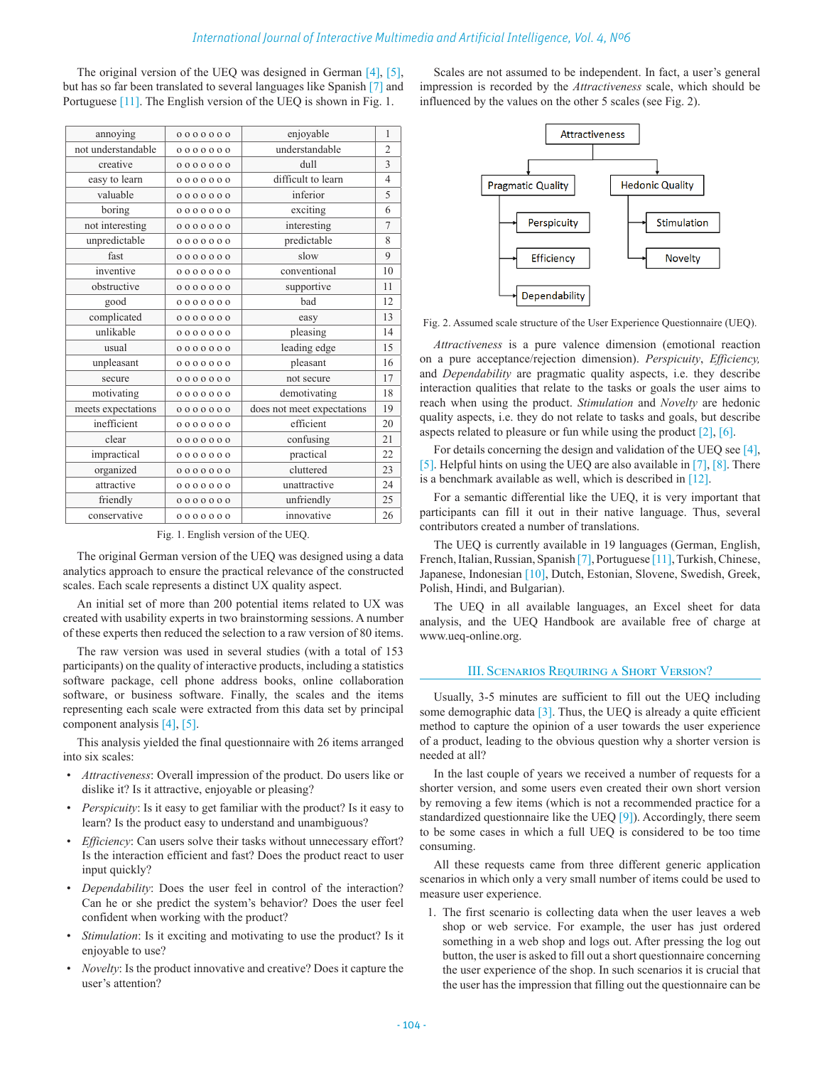The original version of the UEQ was designed in German [4], [5], but has so far been translated to several languages like Spanish [7] and Portuguese [11]. The English version of the UEQ is shown in Fig. 1.

| annoying | o o o o o o o | enjoyable | 1 |
|---|---|---|---|
| not understandable | o o o o o o o | understandable | 2 |
| creative | o o o o o o o | dull | 3 |
| easy to learn | o o o o o o o | difficult to learn | 4 |
| valuable | o o o o o o o | inferior | 5 |
| boring | o o o o o o o | exciting | 6 |
| not interesting | o o o o o o o | interesting | 7 |
| unpredictable | o o o o o o o | predictable | 8 |
| fast | o o o o o o o | slow | 9 |
| inventive | o o o o o o o | conventional | 10 |
| obstructive | o o o o o o o | supportive | 11 |
| good | o o o o o o o | bad | 12 |
| complicated | o o o o o o o | easy | 13 |
| unlikable | o o o o o o o | pleasing | 14 |
| usual | o o o o o o o | leading edge | 15 |
| unpleasant | o o o o o o o | pleasant | 16 |
| secure | o o o o o o o | not secure | 17 |
| motivating | o o o o o o o | demotivating | 18 |
| meets expectations | o o o o o o o | does not meet expectations | 19 |
| inefficient | o o o o o o o | efficient | 20 |
| clear | o o o o o o o | confusing | 21 |
| impractical | o o o o o o o | practical | 22 |
| organized | o o o o o o o | cluttered | 23 |
| attractive | o o o o o o o | unattractive | 24 |
| friendly | o o o o o o o | unfriendly | 25 |
| conservative | o o o o o o o | innovative | 26 |

Fig. 1. English version of the UEQ.

The original German version of the UEQ was designed using a data analytics approach to ensure the practical relevance of the constructed scales. Each scale represents a distinct UX quality aspect.

An initial set of more than 200 potential items related to UX was created with usability experts in two brainstorming sessions. A number of these experts then reduced the selection to a raw version of 80 items.

The raw version was used in several studies (with a total of 153 participants) on the quality of interactive products, including a statistics software package, cell phone address books, online collaboration software, or business software. Finally, the scales and the items representing each scale were extracted from this data set by principal component analysis [4], [5].

This analysis yielded the final questionnaire with 26 items arranged into six scales:

- *Attractiveness*: Overall impression of the product. Do users like or dislike it? Is it attractive, enjoyable or pleasing?
- *Perspicuity*: Is it easy to get familiar with the product? Is it easy to learn? Is the product easy to understand and unambiguous?
- *Efficiency*: Can users solve their tasks without unnecessary effort? Is the interaction efficient and fast? Does the product react to user input quickly?
- *Dependability*: Does the user feel in control of the interaction? Can he or she predict the system's behavior? Does the user feel confident when working with the product?
- *Stimulation*: Is it exciting and motivating to use the product? Is it enjoyable to use?
- *Novelty*: Is the product innovative and creative? Does it capture the user's attention?

Scales are not assumed to be independent. In fact, a user's general impression is recorded by the *Attractiveness* scale, which should be influenced by the values on the other 5 scales (see Fig. 2).

Attractiveness
- Pragmatic Quality
  - Perspicuity
  - Efficiency
  - Dependability
- Hedonic Quality
  - Stimulation
  - Novelty

Fig. 2. Assumed scale structure of the User Experience Questionnaire (UEQ).

*Attractiveness* is a pure valence dimension (emotional reaction on a pure acceptance/rejection dimension). *Perspicuity*, *Efficiency,* and *Dependability* are pragmatic quality aspects, i.e. they describe interaction qualities that relate to the tasks or goals the user aims to reach when using the product. *Stimulation* and *Novelty* are hedonic quality aspects, i.e. they do not relate to tasks and goals, but describe aspects related to pleasure or fun while using the product [2], [6].

For details concerning the design and validation of the UEQ see [4], [5]. Helpful hints on using the UEQ are also available in [7], [8]. There is a benchmark available as well, which is described in [12].

For a semantic differential like the UEQ, it is very important that participants can fill it out in their native language. Thus, several contributors created a number of translations.

The UEQ is currently available in 19 languages (German, English, French, Italian, Russian, Spanish [7], Portuguese [11], Turkish, Chinese, Japanese, Indonesian [10], Dutch, Estonian, Slovene, Swedish, Greek, Polish, Hindi, and Bulgarian).

The UEQ in all available languages, an Excel sheet for data analysis, and the UEQ Handbook are available free of charge at www.ueq-online.org.

## III. Scenarios Requiring a Short Version?

Usually, 3-5 minutes are sufficient to fill out the UEQ including some demographic data [3]. Thus, the UEQ is already a quite efficient method to capture the opinion of a user towards the user experience of a product, leading to the obvious question why a shorter version is needed at all?

In the last couple of years we received a number of requests for a shorter version, and some users even created their own short version by removing a few items (which is not a recommended practice for a standardized questionnaire like the UEQ [9]). Accordingly, there seem to be some cases in which a full UEQ is considered to be too time consuming.

All these requests came from three different generic application scenarios in which only a very small number of items could be used to measure user experience.

1. The first scenario is collecting data when the user leaves a web shop or web service. For example, the user has just ordered something in a web shop and logs out. After pressing the log out button, the user is asked to fill out a short questionnaire concerning the user experience of the shop. In such scenarios it is crucial that the user has the impression that filling out the questionnaire can be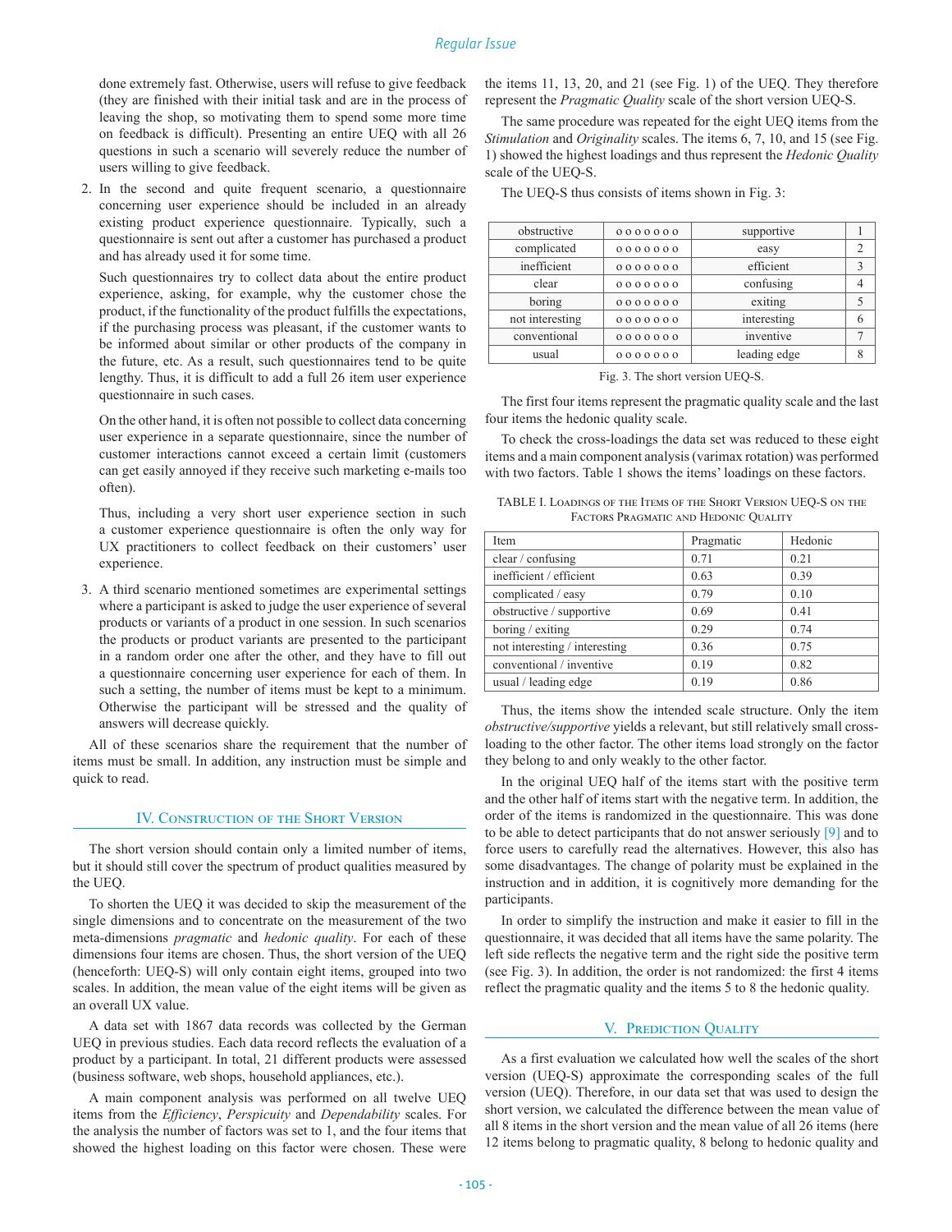done extremely fast. Otherwise, users will refuse to give feedback (they are finished with their initial task and are in the process of leaving the shop, so motivating them to spend some more time on feedback is difficult). Presenting an entire UEQ with all 26 questions in such a scenario will severely reduce the number of users willing to give feedback.

2. In the second and quite frequent scenario, a questionnaire concerning user experience should be included in an already existing product experience questionnaire. Typically, such a questionnaire is sent out after a customer has purchased a product and has already used it for some time.

   Such questionnaires try to collect data about the entire product experience, asking, for example, why the customer chose the product, if the functionality of the product fulfills the expectations, if the purchasing process was pleasant, if the customer wants to be informed about similar or other products of the company in the future, etc. As a result, such questionnaires tend to be quite lengthy. Thus, it is difficult to add a full 26 item user experience questionnaire in such cases.

   On the other hand, it is often not possible to collect data concerning user experience in a separate questionnaire, since the number of customer interactions cannot exceed a certain limit (customers can get easily annoyed if they receive such marketing e-mails too often).

   Thus, including a very short user experience section in such a customer experience questionnaire is often the only way for UX practitioners to collect feedback on their customers' user experience.

3. A third scenario mentioned sometimes are experimental settings where a participant is asked to judge the user experience of several products or variants of a product in one session. In such scenarios the products or product variants are presented to the participant in a random order one after the other, and they have to fill out a questionnaire concerning user experience for each of them. In such a setting, the number of items must be kept to a minimum. Otherwise the participant will be stressed and the quality of answers will decrease quickly.

All of these scenarios share the requirement that the number of items must be small. In addition, any instruction must be simple and quick to read.

## IV. Construction of the Short Version

The short version should contain only a limited number of items, but it should still cover the spectrum of product qualities measured by the UEQ.

To shorten the UEQ it was decided to skip the measurement of the single dimensions and to concentrate on the measurement of the two meta-dimensions *pragmatic* and *hedonic quality*. For each of these dimensions four items are chosen. Thus, the short version of the UEQ (henceforth: UEQ-S) will only contain eight items, grouped into two scales. In addition, the mean value of the eight items will be given as an overall UX value.

A data set with 1867 data records was collected by the German UEQ in previous studies. Each data record reflects the evaluation of a product by a participant. In total, 21 different products were assessed (business software, web shops, household appliances, etc.).

A main component analysis was performed on all twelve UEQ items from the *Efficiency*, *Perspicuity* and *Dependability* scales. For the analysis the number of factors was set to 1, and the four items that showed the highest loading on this factor were chosen. These were the items 11, 13, 20, and 21 (see Fig. 1) of the UEQ. They therefore represent the *Pragmatic Quality* scale of the short version UEQ-S.

The same procedure was repeated for the eight UEQ items from the *Stimulation* and *Originality* scales. The items 6, 7, 10, and 15 (see Fig. 1) showed the highest loadings and thus represent the *Hedonic Quality* scale of the UEQ-S.

The UEQ-S thus consists of items shown in Fig. 3:

| obstructive | o o o o o o o | supportive | 1 |
|---|---|---|---|
| complicated | o o o o o o o | easy | 2 |
| inefficient | o o o o o o o | efficient | 3 |
| clear | o o o o o o o | confusing | 4 |
| boring | o o o o o o o | exiting | 5 |
| not interesting | o o o o o o o | interesting | 6 |
| conventional | o o o o o o o | inventive | 7 |
| usual | o o o o o o o | leading edge | 8 |

Fig. 3. The short version UEQ-S.

The first four items represent the pragmatic quality scale and the last four items the hedonic quality scale.

To check the cross-loadings the data set was reduced to these eight items and a main component analysis (varimax rotation) was performed with two factors. Table 1 shows the items' loadings on these factors.

TABLE I. Loadings of the Items of the Short Version UEQ-S on the Factors Pragmatic and Hedonic Quality

| Item | Pragmatic | Hedonic |
|---|---|---|
| clear / confusing | 0.71 | 0.21 |
| inefficient / efficient | 0.63 | 0.39 |
| complicated / easy | 0.79 | 0.10 |
| obstructive / supportive | 0.69 | 0.41 |
| boring / exiting | 0.29 | 0.74 |
| not interesting / interesting | 0.36 | 0.75 |
| conventional / inventive | 0.19 | 0.82 |
| usual / leading edge | 0.19 | 0.86 |

Thus, the items show the intended scale structure. Only the item *obstructive/supportive* yields a relevant, but still relatively small cross-loading to the other factor. The other items load strongly on the factor they belong to and only weakly to the other factor.

In the original UEQ half of the items start with the positive term and the other half of items start with the negative term. In addition, the order of the items is randomized in the questionnaire. This was done to be able to detect participants that do not answer seriously [9] and to force users to carefully read the alternatives. However, this also has some disadvantages. The change of polarity must be explained in the instruction and in addition, it is cognitively more demanding for the participants.

In order to simplify the instruction and make it easier to fill in the questionnaire, it was decided that all items have the same polarity. The left side reflects the negative term and the right side the positive term (see Fig. 3). In addition, the order is not randomized: the first 4 items reflect the pragmatic quality and the items 5 to 8 the hedonic quality.

## V. Prediction Quality

As a first evaluation we calculated how well the scales of the short version (UEQ-S) approximate the corresponding scales of the full version (UEQ). Therefore, in our data set that was used to design the short version, we calculated the difference between the mean value of all 8 items in the short version and the mean value of all 26 items (here 12 items belong to pragmatic quality, 8 belong to hedonic quality and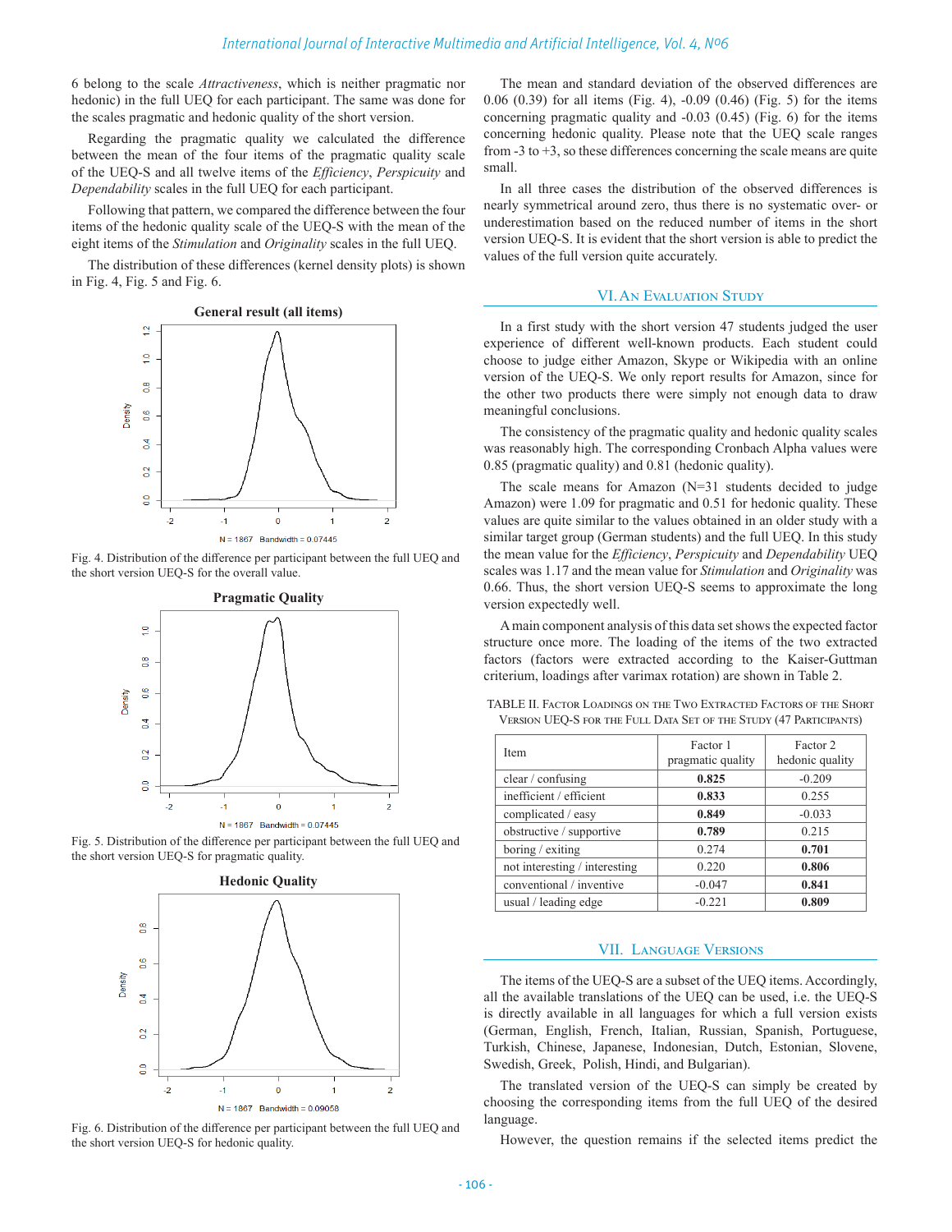6 belong to the scale *Attractiveness*, which is neither pragmatic nor hedonic) in the full UEQ for each participant. The same was done for the scales pragmatic and hedonic quality of the short version.

Regarding the pragmatic quality we calculated the difference between the mean of the four items of the pragmatic quality scale of the UEQ-S and all twelve items of the *Efficiency*, *Perspicuity* and *Dependability* scales for each participant.

Following that pattern, we compared the difference between the four items of the hedonic quality scale of the UEQ-S with the mean of the eight items of the *Stimulation* and *Originality* scales in the full UEQ.

The distribution of these differences (kernel density plots) is shown in Fig. 4, Fig. 5 and Fig. 6.

Fig. 4. Distribution of the difference per participant between the full UEQ and the short version UEQ-S for the overall value.

Fig. 5. Distribution of the difference per participant between the full UEQ and the short version UEQ-S for pragmatic quality.

Fig. 6. Distribution of the difference per participant between the full UEQ and the short version UEQ-S for hedonic quality.

The mean and standard deviation of the observed differences are 0.06 (0.39) for all items (Fig. 4), -0.09 (0.46) (Fig. 5) for the items concerning pragmatic quality and -0.03 (0.45) (Fig. 6) for the items concerning hedonic quality. Please note that the UEQ scale ranges from -3 to +3, so these differences concerning the scale means are quite small.

In all three cases the distribution of the observed differences is nearly symmetrical around zero, thus there is no systematic over- or underestimation based on the reduced number of items in the short version UEQ-S. It is evident that the short version is able to predict the values of the full version quite accurately.

## VI. An Evaluation Study

In a first study with the short version 47 students judged the user experience of different well-known products. Each student could choose to judge either Amazon, Skype or Wikipedia with an online version of the UEQ-S. We only report results for Amazon, since for the other two products there were simply not enough data to draw meaningful conclusions.

The consistency of the pragmatic quality and hedonic quality scales was reasonably high. The corresponding Cronbach Alpha values were 0.85 (pragmatic quality) and 0.81 (hedonic quality).

The scale means for Amazon (N=31 students decided to judge Amazon) were 1.09 for pragmatic and 0.51 for hedonic quality. These values are quite similar to the values obtained in an older study with a similar target group (German students) and the full UEQ. In this study the mean value for the *Efficiency*, *Perspicuity* and *Dependability* UEQ scales was 1.17 and the mean value for *Stimulation* and *Originality* was 0.66. Thus, the short version UEQ-S seems to approximate the long version expectedly well.

A main component analysis of this data set shows the expected factor structure once more. The loading of the items of the two extracted factors (factors were extracted according to the Kaiser-Guttman criterium, loadings after varimax rotation) are shown in Table 2.

TABLE II. Factor Loadings on the Two Extracted Factors of the Short Version UEQ-S for the Full Data Set of the Study (47 Participants)

| Item | Factor 1 pragmatic quality | Factor 2 hedonic quality |
|---|---|---|
| clear / confusing | **0.825** | -0.209 |
| inefficient / efficient | **0.833** | 0.255 |
| complicated / easy | **0.849** | -0.033 |
| obstructive / supportive | **0.789** | 0.215 |
| boring / exiting | 0.274 | **0.701** |
| not interesting / interesting | 0.220 | **0.806** |
| conventional / inventive | -0.047 | **0.841** |
| usual / leading edge | -0.221 | **0.809** |

## VII. Language Versions

The items of the UEQ-S are a subset of the UEQ items. Accordingly, all the available translations of the UEQ can be used, i.e. the UEQ-S is directly available in all languages for which a full version exists (German, English, French, Italian, Russian, Spanish, Portuguese, Turkish, Chinese, Japanese, Indonesian, Dutch, Estonian, Slovene, Swedish, Greek, Polish, Hindi, and Bulgarian).

The translated version of the UEQ-S can simply be created by choosing the corresponding items from the full UEQ of the desired language.

However, the question remains if the selected items predict the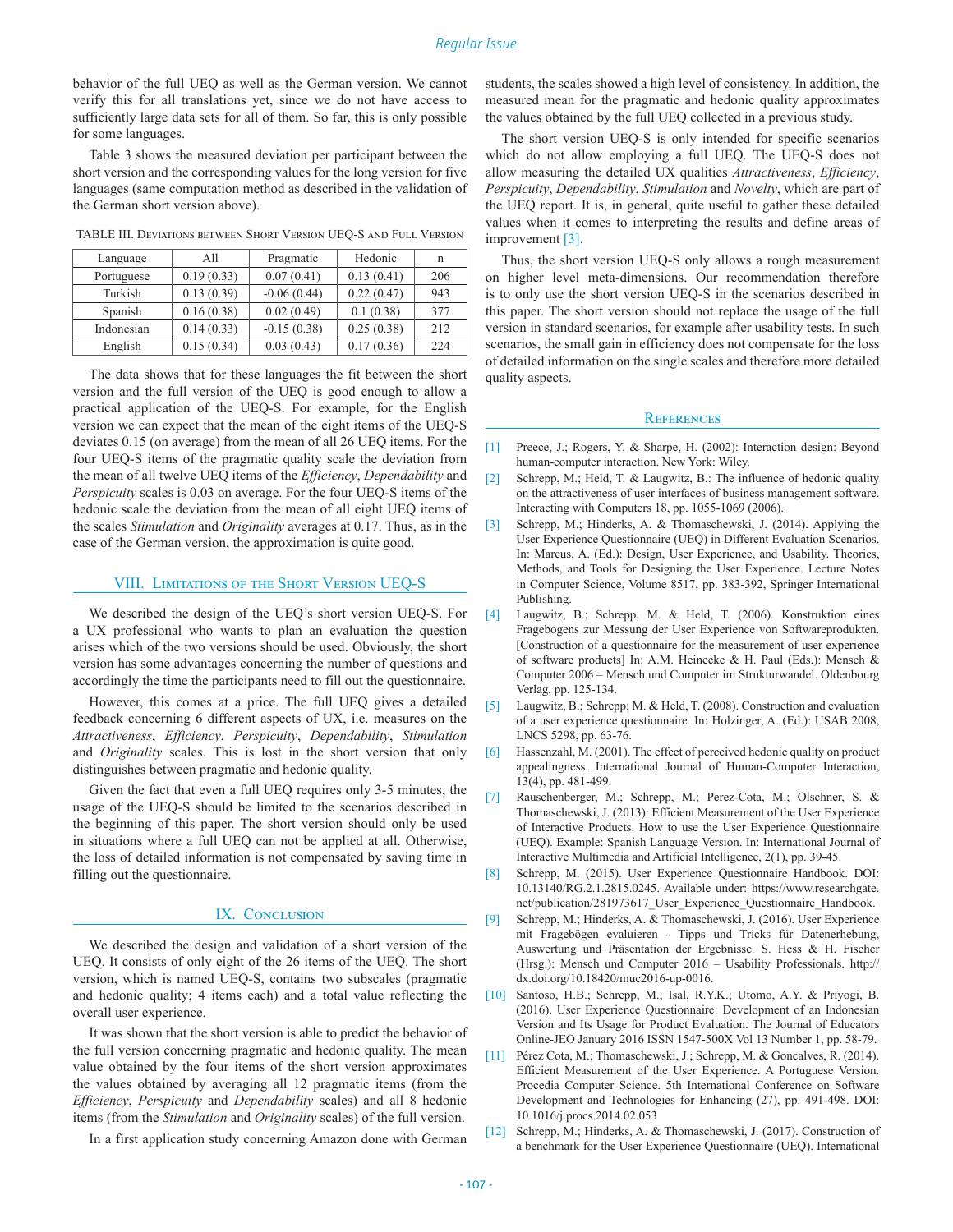behavior of the full UEQ as well as the German version. We cannot verify this for all translations yet, since we do not have access to sufficiently large data sets for all of them. So far, this is only possible for some languages.

Table 3 shows the measured deviation per participant between the short version and the corresponding values for the long version for five languages (same computation method as described in the validation of the German short version above).

TABLE III. Deviations between Short Version UEQ-S and Full Version

| Language | All | Pragmatic | Hedonic | n |
|---|---|---|---|---|
| Portuguese | 0.19 (0.33) | 0.07 (0.41) | 0.13 (0.41) | 206 |
| Turkish | 0.13 (0.39) | -0.06 (0.44) | 0.22 (0.47) | 943 |
| Spanish | 0.16 (0.38) | 0.02 (0.49) | 0.1 (0.38) | 377 |
| Indonesian | 0.14 (0.33) | -0.15 (0.38) | 0.25 (0.38) | 212 |
| English | 0.15 (0.34) | 0.03 (0.43) | 0.17 (0.36) | 224 |

The data shows that for these languages the fit between the short version and the full version of the UEQ is good enough to allow a practical application of the UEQ-S. For example, for the English version we can expect that the mean of the eight items of the UEQ-S deviates 0.15 (on average) from the mean of all 26 UEQ items. For the four UEQ-S items of the pragmatic quality scale the deviation from the mean of all twelve UEQ items of the *Efficiency*, *Dependability* and *Perspicuity* scales is 0.03 on average. For the four UEQ-S items of the hedonic scale the deviation from the mean of all eight UEQ items of the scales *Stimulation* and *Originality* averages at 0.17. Thus, as in the case of the German version, the approximation is quite good.

## VIII. Limitations of the Short Version UEQ-S

We described the design of the UEQ's short version UEQ-S. For a UX professional who wants to plan an evaluation the question arises which of the two versions should be used. Obviously, the short version has some advantages concerning the number of questions and accordingly the time the participants need to fill out the questionnaire.

However, this comes at a price. The full UEQ gives a detailed feedback concerning 6 different aspects of UX, i.e. measures on the *Attractiveness*, *Efficiency*, *Perspicuity*, *Dependability*, *Stimulation* and *Originality* scales. This is lost in the short version that only distinguishes between pragmatic and hedonic quality.

Given the fact that even a full UEQ requires only 3-5 minutes, the usage of the UEQ-S should be limited to the scenarios described in the beginning of this paper. The short version should only be used in situations where a full UEQ can not be applied at all. Otherwise, the loss of detailed information is not compensated by saving time in filling out the questionnaire.

## IX. Conclusion

We described the design and validation of a short version of the UEQ. It consists of only eight of the 26 items of the UEQ. The short version, which is named UEQ-S, contains two subscales (pragmatic and hedonic quality; 4 items each) and a total value reflecting the overall user experience.

It was shown that the short version is able to predict the behavior of the full version concerning pragmatic and hedonic quality. The mean value obtained by the four items of the short version approximates the values obtained by averaging all 12 pragmatic items (from the *Efficiency*, *Perspicuity* and *Dependability* scales) and all 8 hedonic items (from the *Stimulation* and *Originality* scales) of the full version.

In a first application study concerning Amazon done with German students, the scales showed a high level of consistency. In addition, the measured mean for the pragmatic and hedonic quality approximates the values obtained by the full UEQ collected in a previous study.

The short version UEQ-S is only intended for specific scenarios which do not allow employing a full UEQ. The UEQ-S does not allow measuring the detailed UX qualities *Attractiveness*, *Efficiency*, *Perspicuity*, *Dependability*, *Stimulation* and *Novelty*, which are part of the UEQ report. It is, in general, quite useful to gather these detailed values when it comes to interpreting the results and define areas of improvement [3].

Thus, the short version UEQ-S only allows a rough measurement on higher level meta-dimensions. Our recommendation therefore is to only use the short version UEQ-S in the scenarios described in this paper. The short version should not replace the usage of the full version in standard scenarios, for example after usability tests. In such scenarios, the small gain in efficiency does not compensate for the loss of detailed information on the single scales and therefore more detailed quality aspects.

## References

[1] Preece, J.; Rogers, Y. & Sharpe, H. (2002): Interaction design: Beyond human-computer interaction. New York: Wiley.

[2] Schrepp, M.; Held, T. & Laugwitz, B.: The influence of hedonic quality on the attractiveness of user interfaces of business management software. Interacting with Computers 18, pp. 1055-1069 (2006).

[3] Schrepp, M.; Hinderks, A. & Thomaschewski, J. (2014). Applying the User Experience Questionnaire (UEQ) in Different Evaluation Scenarios. In: Marcus, A. (Ed.): Design, User Experience, and Usability. Theories, Methods, and Tools for Designing the User Experience. Lecture Notes in Computer Science, Volume 8517, pp. 383-392, Springer International Publishing.

[4] Laugwitz, B.; Schrepp, M. & Held, T. (2006). Konstruktion eines Fragebogens zur Messung der User Experience von Softwareprodukten. [Construction of a questionnaire for the measurement of user experience of software products] In: A.M. Heinecke & H. Paul (Eds.): Mensch & Computer 2006 – Mensch und Computer im Strukturwandel. Oldenbourg Verlag, pp. 125-134.

[5] Laugwitz, B.; Schrepp; M. & Held, T. (2008). Construction and evaluation of a user experience questionnaire. In: Holzinger, A. (Ed.): USAB 2008, LNCS 5298, pp. 63-76.

[6] Hassenzahl, M. (2001). The effect of perceived hedonic quality on product appealingness. International Journal of Human-Computer Interaction, 13(4), pp. 481-499.

[7] Rauschenberger, M.; Schrepp, M.; Perez-Cota, M.; Olschner, S. & Thomaschewski, J. (2013): Efficient Measurement of the User Experience of Interactive Products. How to use the User Experience Questionnaire (UEQ). Example: Spanish Language Version. In: International Journal of Interactive Multimedia and Artificial Intelligence, 2(1), pp. 39-45.

[8] Schrepp, M. (2015). User Experience Questionnaire Handbook. DOI: 10.13140/RG.2.1.2815.0245. Available under: https://www.researchgate.net/publication/281973617_User_Experience_Questionnaire_Handbook.

[9] Schrepp, M.; Hinderks, A. & Thomaschewski, J. (2016). User Experience mit Fragebögen evaluieren - Tipps und Tricks für Datenerhebung, Auswertung und Präsentation der Ergebnisse. S. Hess & H. Fischer (Hrsg.): Mensch und Computer 2016 – Usability Professionals. http://dx.doi.org/10.18420/muc2016-up-0016.

[10] Santoso, H.B.; Schrepp, M.; Isal, R.Y.K.; Utomo, A.Y. & Priyogi, B. (2016). User Experience Questionnaire: Development of an Indonesian Version and Its Usage for Product Evaluation. The Journal of Educators Online-JEO January 2016 ISSN 1547-500X Vol 13 Number 1, pp. 58-79.

[11] Pérez Cota, M.; Thomaschewski, J.; Schrepp, M. & Goncalves, R. (2014). Efficient Measurement of the User Experience. A Portuguese Version. Procedia Computer Science. 5th International Conference on Software Development and Technologies for Enhancing (27), pp. 491-498. DOI: 10.1016/j.procs.2014.02.053

[12] Schrepp, M.; Hinderks, A. & Thomaschewski, J. (2017). Construction of a benchmark for the User Experience Questionnaire (UEQ). International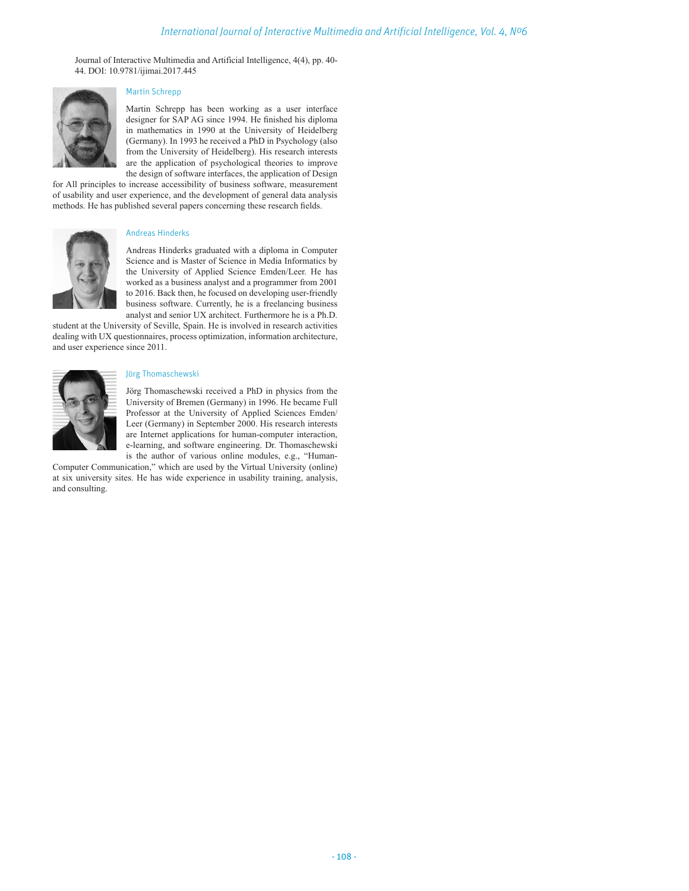Journal of Interactive Multimedia and Artificial Intelligence, 4(4), pp. 40-44. DOI: 10.9781/ijimai.2017.445

### Martin Schrepp

Martin Schrepp has been working as a user interface designer for SAP AG since 1994. He finished his diploma in mathematics in 1990 at the University of Heidelberg (Germany). In 1993 he received a PhD in Psychology (also from the University of Heidelberg). His research interests are the application of psychological theories to improve the design of software interfaces, the application of Design for All principles to increase accessibility of business software, measurement of usability and user experience, and the development of general data analysis methods. He has published several papers concerning these research fields.

### Andreas Hinderks

Andreas Hinderks graduated with a diploma in Computer Science and is Master of Science in Media Informatics by the University of Applied Science Emden/Leer. He has worked as a business analyst and a programmer from 2001 to 2016. Back then, he focused on developing user-friendly business software. Currently, he is a freelancing business analyst and senior UX architect. Furthermore he is a Ph.D. student at the University of Seville, Spain. He is involved in research activities dealing with UX questionnaires, process optimization, information architecture, and user experience since 2011.

### Jörg Thomaschewski

Jörg Thomaschewski received a PhD in physics from the University of Bremen (Germany) in 1996. He became Full Professor at the University of Applied Sciences Emden/Leer (Germany) in September 2000. His research interests are Internet applications for human-computer interaction, e-learning, and software engineering. Dr. Thomaschewski is the author of various online modules, e.g., "Human-Computer Communication," which are used by the Virtual University (online) at six university sites. He has wide experience in usability training, analysis, and consulting.